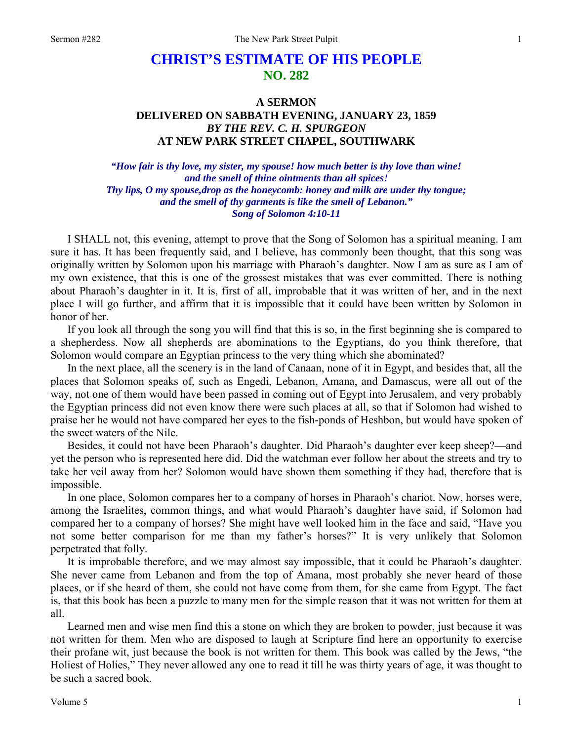# CHRIST'S ESTIMATE OF HIS PEOPLE
## NO. 282

### A SERMON
### DELIVERED ON SABBATH EVENING, JANUARY 23, 1859
### *BY THE REV. C. H. SPURGEON*
### AT NEW PARK STREET CHAPEL, SOUTHWARK

*"How fair is thy love, my sister, my spouse! how much better is thy love than wine! and the smell of thine ointments than all spices! Thy lips, O my spouse,drop as the honeycomb: honey and milk are under thy tongue; and the smell of thy garments is like the smell of Lebanon." Song of Solomon 4:10-11*

I SHALL not, this evening, attempt to prove that the Song of Solomon has a spiritual meaning. I am sure it has. It has been frequently said, and I believe, has commonly been thought, that this song was originally written by Solomon upon his marriage with Pharaoh's daughter. Now I am as sure as I am of my own existence, that this is one of the grossest mistakes that was ever committed. There is nothing about Pharaoh's daughter in it. It is, first of all, improbable that it was written of her, and in the next place I will go further, and affirm that it is impossible that it could have been written by Solomon in honor of her.

If you look all through the song you will find that this is so, in the first beginning she is compared to a shepherdess. Now all shepherds are abominations to the Egyptians, do you think therefore, that Solomon would compare an Egyptian princess to the very thing which she abominated?

In the next place, all the scenery is in the land of Canaan, none of it in Egypt, and besides that, all the places that Solomon speaks of, such as Engedi, Lebanon, Amana, and Damascus, were all out of the way, not one of them would have been passed in coming out of Egypt into Jerusalem, and very probably the Egyptian princess did not even know there were such places at all, so that if Solomon had wished to praise her he would not have compared her eyes to the fish-ponds of Heshbon, but would have spoken of the sweet waters of the Nile.

Besides, it could not have been Pharaoh's daughter. Did Pharaoh's daughter ever keep sheep?—and yet the person who is represented here did. Did the watchman ever follow her about the streets and try to take her veil away from her? Solomon would have shown them something if they had, therefore that is impossible.

In one place, Solomon compares her to a company of horses in Pharaoh's chariot. Now, horses were, among the Israelites, common things, and what would Pharaoh's daughter have said, if Solomon had compared her to a company of horses? She might have well looked him in the face and said, "Have you not some better comparison for me than my father's horses?" It is very unlikely that Solomon perpetrated that folly.

It is improbable therefore, and we may almost say impossible, that it could be Pharaoh's daughter. She never came from Lebanon and from the top of Amana, most probably she never heard of those places, or if she heard of them, she could not have come from them, for she came from Egypt. The fact is, that this book has been a puzzle to many men for the simple reason that it was not written for them at all.

Learned men and wise men find this a stone on which they are broken to powder, just because it was not written for them. Men who are disposed to laugh at Scripture find here an opportunity to exercise their profane wit, just because the book is not written for them. This book was called by the Jews, "the Holiest of Holies," They never allowed any one to read it till he was thirty years of age, it was thought to be such a sacred book.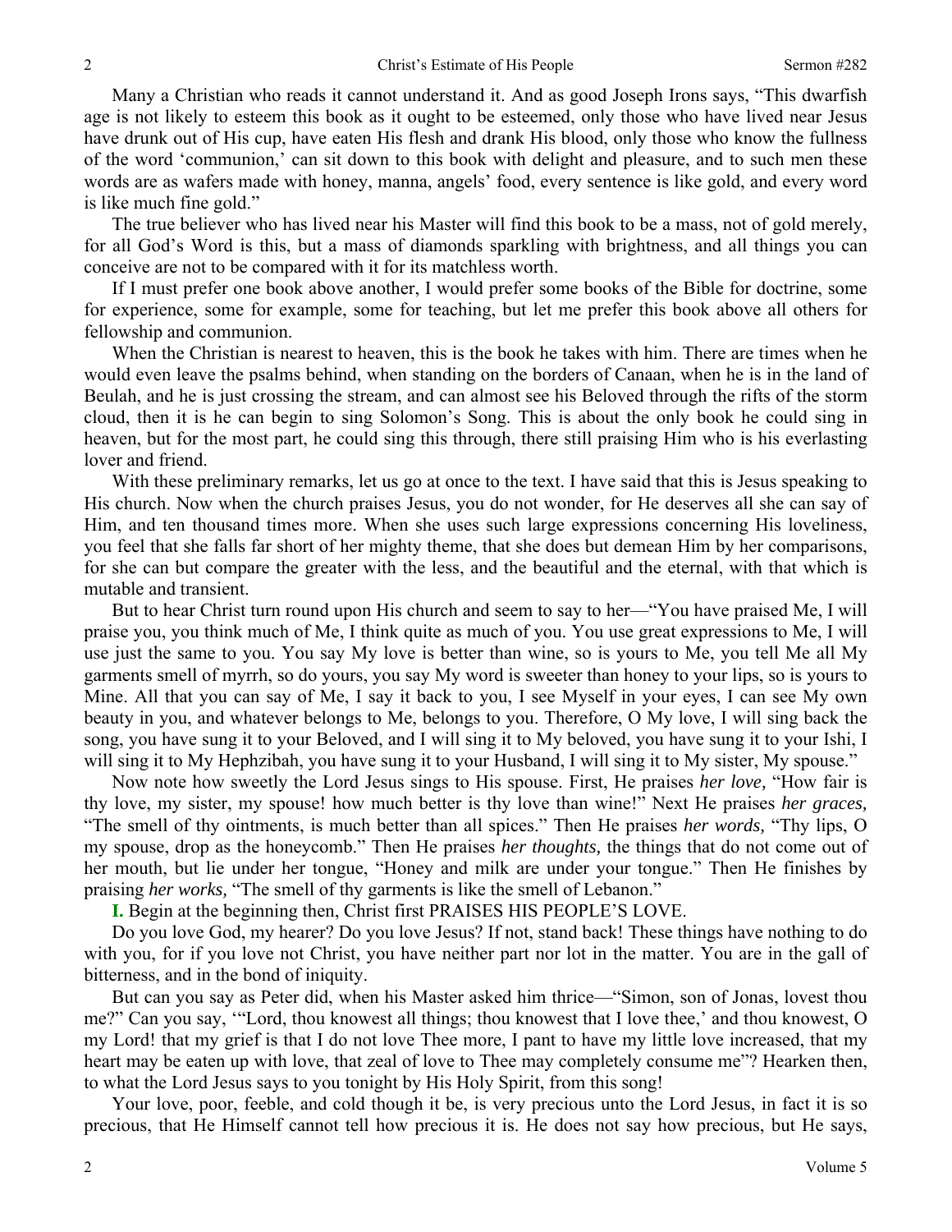Many a Christian who reads it cannot understand it. And as good Joseph Irons says, "This dwarfish age is not likely to esteem this book as it ought to be esteemed, only those who have lived near Jesus have drunk out of His cup, have eaten His flesh and drank His blood, only those who know the fullness of the word 'communion,' can sit down to this book with delight and pleasure, and to such men these words are as wafers made with honey, manna, angels' food, every sentence is like gold, and every word is like much fine gold."

The true believer who has lived near his Master will find this book to be a mass, not of gold merely, for all God's Word is this, but a mass of diamonds sparkling with brightness, and all things you can conceive are not to be compared with it for its matchless worth.

If I must prefer one book above another, I would prefer some books of the Bible for doctrine, some for experience, some for example, some for teaching, but let me prefer this book above all others for fellowship and communion.

When the Christian is nearest to heaven, this is the book he takes with him. There are times when he would even leave the psalms behind, when standing on the borders of Canaan, when he is in the land of Beulah, and he is just crossing the stream, and can almost see his Beloved through the rifts of the storm cloud, then it is he can begin to sing Solomon's Song. This is about the only book he could sing in heaven, but for the most part, he could sing this through, there still praising Him who is his everlasting lover and friend.

With these preliminary remarks, let us go at once to the text. I have said that this is Jesus speaking to His church. Now when the church praises Jesus, you do not wonder, for He deserves all she can say of Him, and ten thousand times more. When she uses such large expressions concerning His loveliness, you feel that she falls far short of her mighty theme, that she does but demean Him by her comparisons, for she can but compare the greater with the less, and the beautiful and the eternal, with that which is mutable and transient.

But to hear Christ turn round upon His church and seem to say to her—"You have praised Me, I will praise you, you think much of Me, I think quite as much of you. You use great expressions to Me, I will use just the same to you. You say My love is better than wine, so is yours to Me, you tell Me all My garments smell of myrrh, so do yours, you say My word is sweeter than honey to your lips, so is yours to Mine. All that you can say of Me, I say it back to you, I see Myself in your eyes, I can see My own beauty in you, and whatever belongs to Me, belongs to you. Therefore, O My love, I will sing back the song, you have sung it to your Beloved, and I will sing it to My beloved, you have sung it to your Ishi, I will sing it to My Hephzibah, you have sung it to your Husband, I will sing it to My sister, My spouse."

Now note how sweetly the Lord Jesus sings to His spouse. First, He praises *her love,* "How fair is thy love, my sister, my spouse! how much better is thy love than wine!" Next He praises *her graces,* "The smell of thy ointments, is much better than all spices." Then He praises *her words,* "Thy lips, O my spouse, drop as the honeycomb." Then He praises *her thoughts,* the things that do not come out of her mouth, but lie under her tongue, "Honey and milk are under your tongue." Then He finishes by praising *her works,* "The smell of thy garments is like the smell of Lebanon."

**I.** Begin at the beginning then, Christ first PRAISES HIS PEOPLE'S LOVE.

Do you love God, my hearer? Do you love Jesus? If not, stand back! These things have nothing to do with you, for if you love not Christ, you have neither part nor lot in the matter. You are in the gall of bitterness, and in the bond of iniquity.

But can you say as Peter did, when his Master asked him thrice—"Simon, son of Jonas, lovest thou me?" Can you say, '"Lord, thou knowest all things; thou knowest that I love thee,' and thou knowest, O my Lord! that my grief is that I do not love Thee more, I pant to have my little love increased, that my heart may be eaten up with love, that zeal of love to Thee may completely consume me"? Hearken then, to what the Lord Jesus says to you tonight by His Holy Spirit, from this song!

Your love, poor, feeble, and cold though it be, is very precious unto the Lord Jesus, in fact it is so precious, that He Himself cannot tell how precious it is. He does not say how precious, but He says,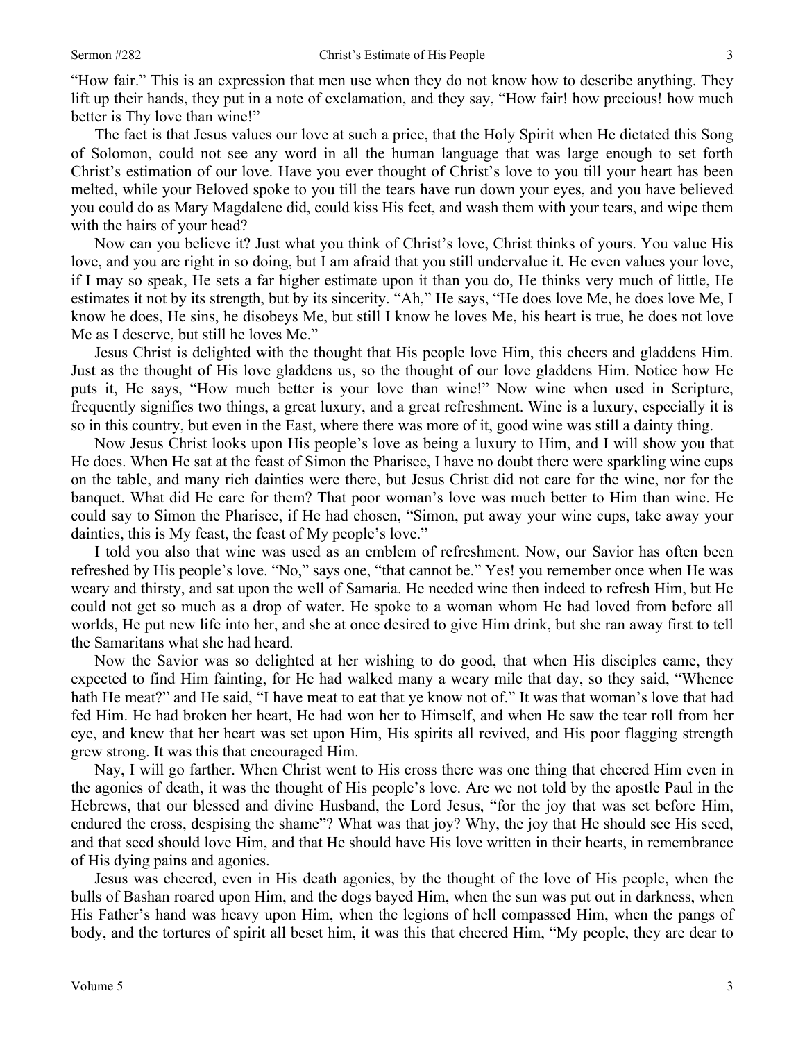"How fair." This is an expression that men use when they do not know how to describe anything. They lift up their hands, they put in a note of exclamation, and they say, "How fair! how precious! how much better is Thy love than wine!"

The fact is that Jesus values our love at such a price, that the Holy Spirit when He dictated this Song of Solomon, could not see any word in all the human language that was large enough to set forth Christ's estimation of our love. Have you ever thought of Christ's love to you till your heart has been melted, while your Beloved spoke to you till the tears have run down your eyes, and you have believed you could do as Mary Magdalene did, could kiss His feet, and wash them with your tears, and wipe them with the hairs of your head?

Now can you believe it? Just what you think of Christ's love, Christ thinks of yours. You value His love, and you are right in so doing, but I am afraid that you still undervalue it. He even values your love, if I may so speak, He sets a far higher estimate upon it than you do, He thinks very much of little, He estimates it not by its strength, but by its sincerity. "Ah," He says, "He does love Me, he does love Me, I know he does, He sins, he disobeys Me, but still I know he loves Me, his heart is true, he does not love Me as I deserve, but still he loves Me."

Jesus Christ is delighted with the thought that His people love Him, this cheers and gladdens Him. Just as the thought of His love gladdens us, so the thought of our love gladdens Him. Notice how He puts it, He says, "How much better is your love than wine!" Now wine when used in Scripture, frequently signifies two things, a great luxury, and a great refreshment. Wine is a luxury, especially it is so in this country, but even in the East, where there was more of it, good wine was still a dainty thing.

Now Jesus Christ looks upon His people's love as being a luxury to Him, and I will show you that He does. When He sat at the feast of Simon the Pharisee, I have no doubt there were sparkling wine cups on the table, and many rich dainties were there, but Jesus Christ did not care for the wine, nor for the banquet. What did He care for them? That poor woman's love was much better to Him than wine. He could say to Simon the Pharisee, if He had chosen, "Simon, put away your wine cups, take away your dainties, this is My feast, the feast of My people's love."

I told you also that wine was used as an emblem of refreshment. Now, our Savior has often been refreshed by His people's love. "No," says one, "that cannot be." Yes! you remember once when He was weary and thirsty, and sat upon the well of Samaria. He needed wine then indeed to refresh Him, but He could not get so much as a drop of water. He spoke to a woman whom He had loved from before all worlds, He put new life into her, and she at once desired to give Him drink, but she ran away first to tell the Samaritans what she had heard.

Now the Savior was so delighted at her wishing to do good, that when His disciples came, they expected to find Him fainting, for He had walked many a weary mile that day, so they said, "Whence hath He meat?" and He said, "I have meat to eat that ye know not of." It was that woman's love that had fed Him. He had broken her heart, He had won her to Himself, and when He saw the tear roll from her eye, and knew that her heart was set upon Him, His spirits all revived, and His poor flagging strength grew strong. It was this that encouraged Him.

Nay, I will go farther. When Christ went to His cross there was one thing that cheered Him even in the agonies of death, it was the thought of His people's love. Are we not told by the apostle Paul in the Hebrews, that our blessed and divine Husband, the Lord Jesus, "for the joy that was set before Him, endured the cross, despising the shame"? What was that joy? Why, the joy that He should see His seed, and that seed should love Him, and that He should have His love written in their hearts, in remembrance of His dying pains and agonies.

Jesus was cheered, even in His death agonies, by the thought of the love of His people, when the bulls of Bashan roared upon Him, and the dogs bayed Him, when the sun was put out in darkness, when His Father's hand was heavy upon Him, when the legions of hell compassed Him, when the pangs of body, and the tortures of spirit all beset him, it was this that cheered Him, "My people, they are dear to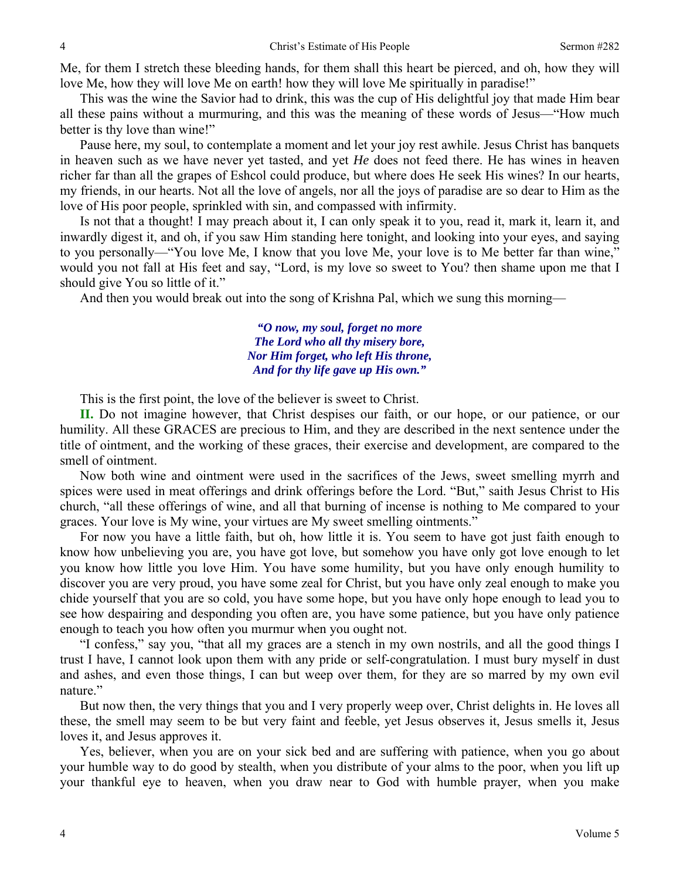Me, for them I stretch these bleeding hands, for them shall this heart be pierced, and oh, how they will love Me, how they will love Me on earth! how they will love Me spiritually in paradise!"

This was the wine the Savior had to drink, this was the cup of His delightful joy that made Him bear all these pains without a murmuring, and this was the meaning of these words of Jesus—"How much better is thy love than wine!"

Pause here, my soul, to contemplate a moment and let your joy rest awhile. Jesus Christ has banquets in heaven such as we have never yet tasted, and yet *He* does not feed there. He has wines in heaven richer far than all the grapes of Eshcol could produce, but where does He seek His wines? In our hearts, my friends, in our hearts. Not all the love of angels, nor all the joys of paradise are so dear to Him as the love of His poor people, sprinkled with sin, and compassed with infirmity.

Is not that a thought! I may preach about it, I can only speak it to you, read it, mark it, learn it, and inwardly digest it, and oh, if you saw Him standing here tonight, and looking into your eyes, and saying to you personally—"You love Me, I know that you love Me, your love is to Me better far than wine," would you not fall at His feet and say, "Lord, is my love so sweet to You? then shame upon me that I should give You so little of it."

And then you would break out into the song of Krishna Pal, which we sung this morning—

> ***"O now, my soul, forget no more***
> ***The Lord who all thy misery bore,***
> ***Nor Him forget, who left His throne,***
> ***And for thy life gave up His own."***

This is the first point, the love of the believer is sweet to Christ.

**II.** Do not imagine however, that Christ despises our faith, or our hope, or our patience, or our humility. All these GRACES are precious to Him, and they are described in the next sentence under the title of ointment, and the working of these graces, their exercise and development, are compared to the smell of ointment.

Now both wine and ointment were used in the sacrifices of the Jews, sweet smelling myrrh and spices were used in meat offerings and drink offerings before the Lord. "But," saith Jesus Christ to His church, "all these offerings of wine, and all that burning of incense is nothing to Me compared to your graces. Your love is My wine, your virtues are My sweet smelling ointments."

For now you have a little faith, but oh, how little it is. You seem to have got just faith enough to know how unbelieving you are, you have got love, but somehow you have only got love enough to let you know how little you love Him. You have some humility, but you have only enough humility to discover you are very proud, you have some zeal for Christ, but you have only zeal enough to make you chide yourself that you are so cold, you have some hope, but you have only hope enough to lead you to see how despairing and desponding you often are, you have some patience, but you have only patience enough to teach you how often you murmur when you ought not.

"I confess," say you, "that all my graces are a stench in my own nostrils, and all the good things I trust I have, I cannot look upon them with any pride or self-congratulation. I must bury myself in dust and ashes, and even those things, I can but weep over them, for they are so marred by my own evil nature."

But now then, the very things that you and I very properly weep over, Christ delights in. He loves all these, the smell may seem to be but very faint and feeble, yet Jesus observes it, Jesus smells it, Jesus loves it, and Jesus approves it.

Yes, believer, when you are on your sick bed and are suffering with patience, when you go about your humble way to do good by stealth, when you distribute of your alms to the poor, when you lift up your thankful eye to heaven, when you draw near to God with humble prayer, when you make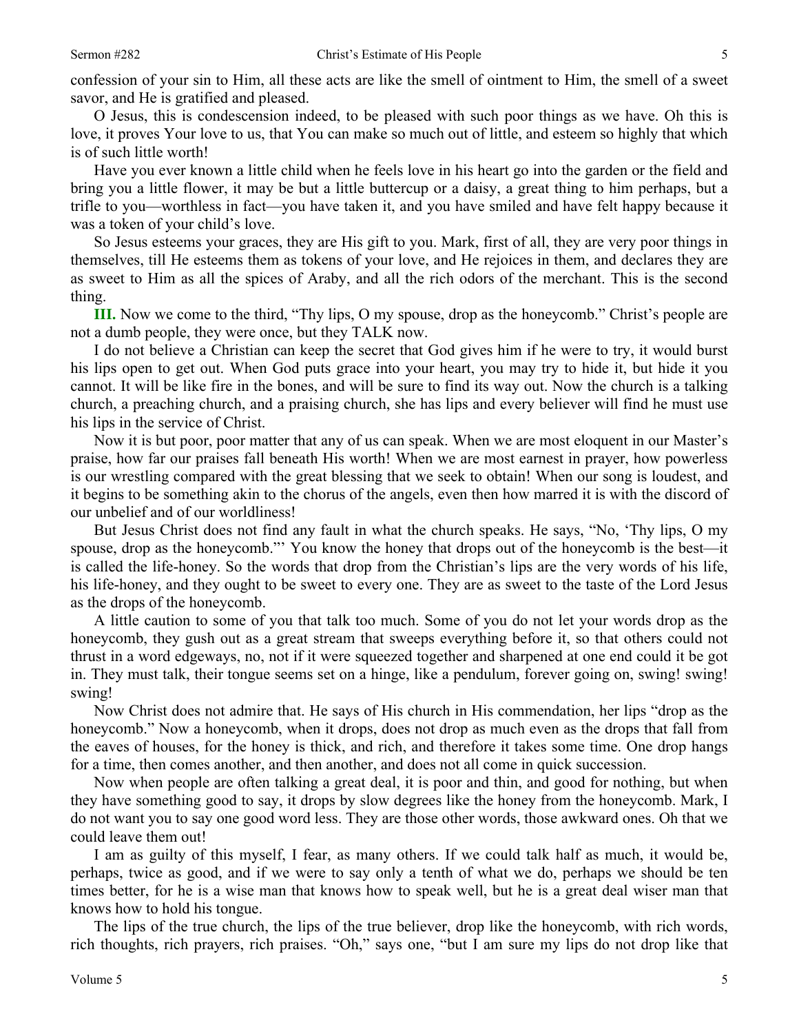confession of your sin to Him, all these acts are like the smell of ointment to Him, the smell of a sweet savor, and He is gratified and pleased.

O Jesus, this is condescension indeed, to be pleased with such poor things as we have. Oh this is love, it proves Your love to us, that You can make so much out of little, and esteem so highly that which is of such little worth!

Have you ever known a little child when he feels love in his heart go into the garden or the field and bring you a little flower, it may be but a little buttercup or a daisy, a great thing to him perhaps, but a trifle to you—worthless in fact—you have taken it, and you have smiled and have felt happy because it was a token of your child's love.

So Jesus esteems your graces, they are His gift to you. Mark, first of all, they are very poor things in themselves, till He esteems them as tokens of your love, and He rejoices in them, and declares they are as sweet to Him as all the spices of Araby, and all the rich odors of the merchant. This is the second thing.

**III.** Now we come to the third, "Thy lips, O my spouse, drop as the honeycomb." Christ's people are not a dumb people, they were once, but they TALK now.

I do not believe a Christian can keep the secret that God gives him if he were to try, it would burst his lips open to get out. When God puts grace into your heart, you may try to hide it, but hide it you cannot. It will be like fire in the bones, and will be sure to find its way out. Now the church is a talking church, a preaching church, and a praising church, she has lips and every believer will find he must use his lips in the service of Christ.

Now it is but poor, poor matter that any of us can speak. When we are most eloquent in our Master's praise, how far our praises fall beneath His worth! When we are most earnest in prayer, how powerless is our wrestling compared with the great blessing that we seek to obtain! When our song is loudest, and it begins to be something akin to the chorus of the angels, even then how marred it is with the discord of our unbelief and of our worldliness!

But Jesus Christ does not find any fault in what the church speaks. He says, "No, 'Thy lips, O my spouse, drop as the honeycomb."' You know the honey that drops out of the honeycomb is the best—it is called the life-honey. So the words that drop from the Christian's lips are the very words of his life, his life-honey, and they ought to be sweet to every one. They are as sweet to the taste of the Lord Jesus as the drops of the honeycomb.

A little caution to some of you that talk too much. Some of you do not let your words drop as the honeycomb, they gush out as a great stream that sweeps everything before it, so that others could not thrust in a word edgeways, no, not if it were squeezed together and sharpened at one end could it be got in. They must talk, their tongue seems set on a hinge, like a pendulum, forever going on, swing! swing! swing!

Now Christ does not admire that. He says of His church in His commendation, her lips "drop as the honeycomb." Now a honeycomb, when it drops, does not drop as much even as the drops that fall from the eaves of houses, for the honey is thick, and rich, and therefore it takes some time. One drop hangs for a time, then comes another, and then another, and does not all come in quick succession.

Now when people are often talking a great deal, it is poor and thin, and good for nothing, but when they have something good to say, it drops by slow degrees like the honey from the honeycomb. Mark, I do not want you to say one good word less. They are those other words, those awkward ones. Oh that we could leave them out!

I am as guilty of this myself, I fear, as many others. If we could talk half as much, it would be, perhaps, twice as good, and if we were to say only a tenth of what we do, perhaps we should be ten times better, for he is a wise man that knows how to speak well, but he is a great deal wiser man that knows how to hold his tongue.

The lips of the true church, the lips of the true believer, drop like the honeycomb, with rich words, rich thoughts, rich prayers, rich praises. "Oh," says one, "but I am sure my lips do not drop like that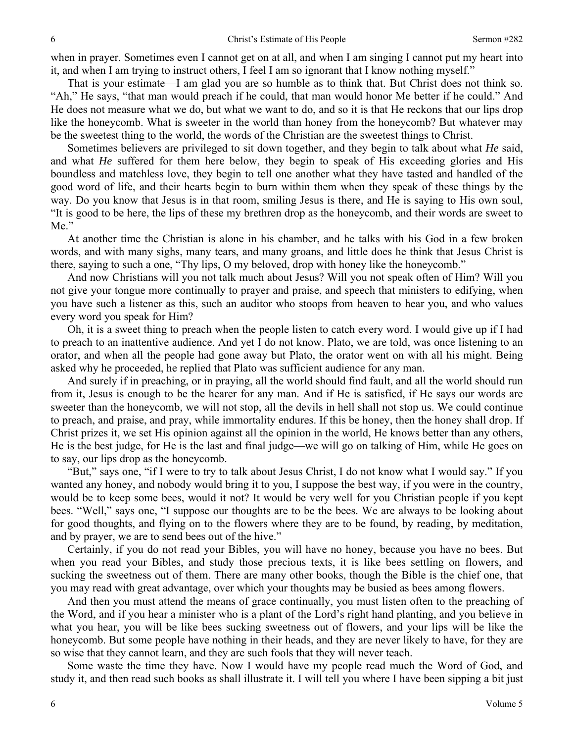when in prayer. Sometimes even I cannot get on at all, and when I am singing I cannot put my heart into it, and when I am trying to instruct others, I feel I am so ignorant that I know nothing myself."

That is your estimate—I am glad you are so humble as to think that. But Christ does not think so. "Ah," He says, "that man would preach if he could, that man would honor Me better if he could." And He does not measure what we do, but what we want to do, and so it is that He reckons that our lips drop like the honeycomb. What is sweeter in the world than honey from the honeycomb? But whatever may be the sweetest thing to the world, the words of the Christian are the sweetest things to Christ.

Sometimes believers are privileged to sit down together, and they begin to talk about what *He* said, and what *He* suffered for them here below, they begin to speak of His exceeding glories and His boundless and matchless love, they begin to tell one another what they have tasted and handled of the good word of life, and their hearts begin to burn within them when they speak of these things by the way. Do you know that Jesus is in that room, smiling Jesus is there, and He is saying to His own soul, "It is good to be here, the lips of these my brethren drop as the honeycomb, and their words are sweet to Me."

At another time the Christian is alone in his chamber, and he talks with his God in a few broken words, and with many sighs, many tears, and many groans, and little does he think that Jesus Christ is there, saying to such a one, "Thy lips, O my beloved, drop with honey like the honeycomb."

And now Christians will you not talk much about Jesus? Will you not speak often of Him? Will you not give your tongue more continually to prayer and praise, and speech that ministers to edifying, when you have such a listener as this, such an auditor who stoops from heaven to hear you, and who values every word you speak for Him?

Oh, it is a sweet thing to preach when the people listen to catch every word. I would give up if I had to preach to an inattentive audience. And yet I do not know. Plato, we are told, was once listening to an orator, and when all the people had gone away but Plato, the orator went on with all his might. Being asked why he proceeded, he replied that Plato was sufficient audience for any man.

And surely if in preaching, or in praying, all the world should find fault, and all the world should run from it, Jesus is enough to be the hearer for any man. And if He is satisfied, if He says our words are sweeter than the honeycomb, we will not stop, all the devils in hell shall not stop us. We could continue to preach, and praise, and pray, while immortality endures. If this be honey, then the honey shall drop. If Christ prizes it, we set His opinion against all the opinion in the world, He knows better than any others, He is the best judge, for He is the last and final judge—we will go on talking of Him, while He goes on to say, our lips drop as the honeycomb.

"But," says one, "if I were to try to talk about Jesus Christ, I do not know what I would say." If you wanted any honey, and nobody would bring it to you, I suppose the best way, if you were in the country, would be to keep some bees, would it not? It would be very well for you Christian people if you kept bees. "Well," says one, "I suppose our thoughts are to be the bees. We are always to be looking about for good thoughts, and flying on to the flowers where they are to be found, by reading, by meditation, and by prayer, we are to send bees out of the hive."

Certainly, if you do not read your Bibles, you will have no honey, because you have no bees. But when you read your Bibles, and study those precious texts, it is like bees settling on flowers, and sucking the sweetness out of them. There are many other books, though the Bible is the chief one, that you may read with great advantage, over which your thoughts may be busied as bees among flowers.

And then you must attend the means of grace continually, you must listen often to the preaching of the Word, and if you hear a minister who is a plant of the Lord's right hand planting, and you believe in what you hear, you will be like bees sucking sweetness out of flowers, and your lips will be like the honeycomb. But some people have nothing in their heads, and they are never likely to have, for they are so wise that they cannot learn, and they are such fools that they will never teach.

Some waste the time they have. Now I would have my people read much the Word of God, and study it, and then read such books as shall illustrate it. I will tell you where I have been sipping a bit just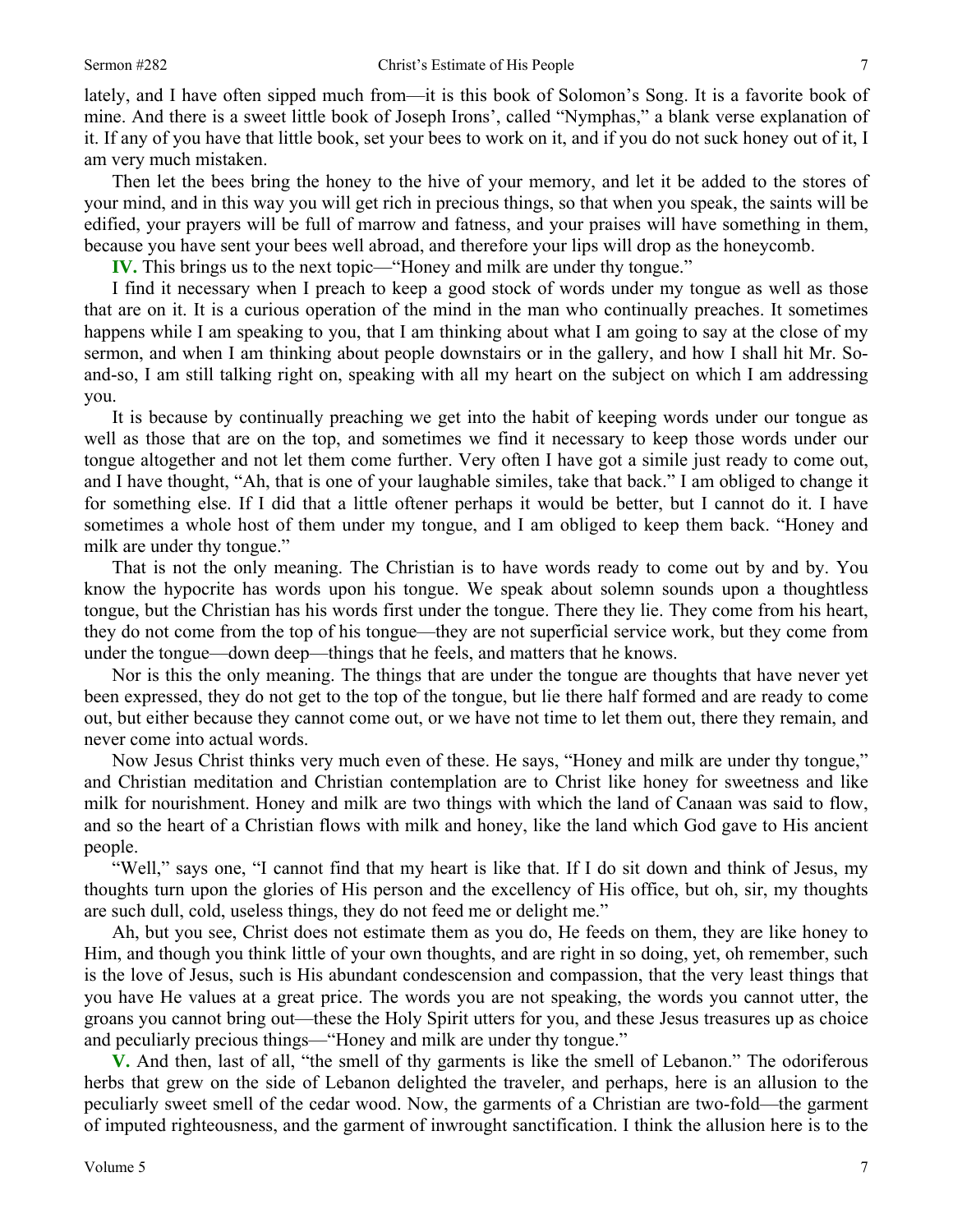lately, and I have often sipped much from—it is this book of Solomon's Song. It is a favorite book of mine. And there is a sweet little book of Joseph Irons', called "Nymphas," a blank verse explanation of it. If any of you have that little book, set your bees to work on it, and if you do not suck honey out of it, I am very much mistaken.

Then let the bees bring the honey to the hive of your memory, and let it be added to the stores of your mind, and in this way you will get rich in precious things, so that when you speak, the saints will be edified, your prayers will be full of marrow and fatness, and your praises will have something in them, because you have sent your bees well abroad, and therefore your lips will drop as the honeycomb.

**IV.** This brings us to the next topic—"Honey and milk are under thy tongue."

I find it necessary when I preach to keep a good stock of words under my tongue as well as those that are on it. It is a curious operation of the mind in the man who continually preaches. It sometimes happens while I am speaking to you, that I am thinking about what I am going to say at the close of my sermon, and when I am thinking about people downstairs or in the gallery, and how I shall hit Mr. So-and-so, I am still talking right on, speaking with all my heart on the subject on which I am addressing you.

It is because by continually preaching we get into the habit of keeping words under our tongue as well as those that are on the top, and sometimes we find it necessary to keep those words under our tongue altogether and not let them come further. Very often I have got a simile just ready to come out, and I have thought, "Ah, that is one of your laughable similes, take that back." I am obliged to change it for something else. If I did that a little oftener perhaps it would be better, but I cannot do it. I have sometimes a whole host of them under my tongue, and I am obliged to keep them back. "Honey and milk are under thy tongue."

That is not the only meaning. The Christian is to have words ready to come out by and by. You know the hypocrite has words upon his tongue. We speak about solemn sounds upon a thoughtless tongue, but the Christian has his words first under the tongue. There they lie. They come from his heart, they do not come from the top of his tongue—they are not superficial service work, but they come from under the tongue—down deep—things that he feels, and matters that he knows.

Nor is this the only meaning. The things that are under the tongue are thoughts that have never yet been expressed, they do not get to the top of the tongue, but lie there half formed and are ready to come out, but either because they cannot come out, or we have not time to let them out, there they remain, and never come into actual words.

Now Jesus Christ thinks very much even of these. He says, "Honey and milk are under thy tongue," and Christian meditation and Christian contemplation are to Christ like honey for sweetness and like milk for nourishment. Honey and milk are two things with which the land of Canaan was said to flow, and so the heart of a Christian flows with milk and honey, like the land which God gave to His ancient people.

"Well," says one, "I cannot find that my heart is like that. If I do sit down and think of Jesus, my thoughts turn upon the glories of His person and the excellency of His office, but oh, sir, my thoughts are such dull, cold, useless things, they do not feed me or delight me."

Ah, but you see, Christ does not estimate them as you do, He feeds on them, they are like honey to Him, and though you think little of your own thoughts, and are right in so doing, yet, oh remember, such is the love of Jesus, such is His abundant condescension and compassion, that the very least things that you have He values at a great price. The words you are not speaking, the words you cannot utter, the groans you cannot bring out—these the Holy Spirit utters for you, and these Jesus treasures up as choice and peculiarly precious things—"Honey and milk are under thy tongue."

**V.** And then, last of all, "the smell of thy garments is like the smell of Lebanon." The odoriferous herbs that grew on the side of Lebanon delighted the traveler, and perhaps, here is an allusion to the peculiarly sweet smell of the cedar wood. Now, the garments of a Christian are two-fold—the garment of imputed righteousness, and the garment of inwrought sanctification. I think the allusion here is to the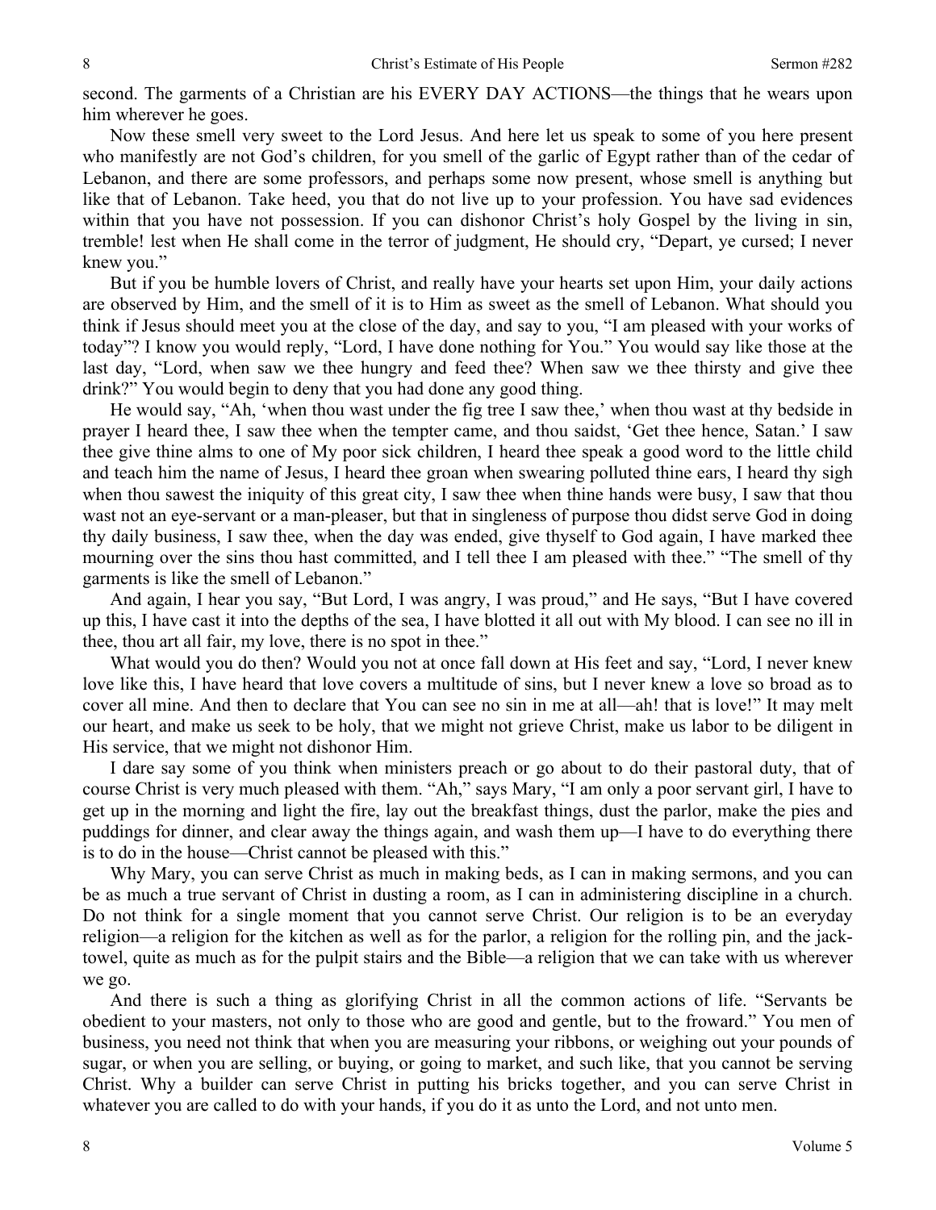second. The garments of a Christian are his EVERY DAY ACTIONS—the things that he wears upon him wherever he goes.

Now these smell very sweet to the Lord Jesus. And here let us speak to some of you here present who manifestly are not God's children, for you smell of the garlic of Egypt rather than of the cedar of Lebanon, and there are some professors, and perhaps some now present, whose smell is anything but like that of Lebanon. Take heed, you that do not live up to your profession. You have sad evidences within that you have not possession. If you can dishonor Christ's holy Gospel by the living in sin, tremble! lest when He shall come in the terror of judgment, He should cry, "Depart, ye cursed; I never knew you."

But if you be humble lovers of Christ, and really have your hearts set upon Him, your daily actions are observed by Him, and the smell of it is to Him as sweet as the smell of Lebanon. What should you think if Jesus should meet you at the close of the day, and say to you, "I am pleased with your works of today"? I know you would reply, "Lord, I have done nothing for You." You would say like those at the last day, "Lord, when saw we thee hungry and feed thee? When saw we thee thirsty and give thee drink?" You would begin to deny that you had done any good thing.

He would say, "Ah, 'when thou wast under the fig tree I saw thee,' when thou wast at thy bedside in prayer I heard thee, I saw thee when the tempter came, and thou saidst, 'Get thee hence, Satan.' I saw thee give thine alms to one of My poor sick children, I heard thee speak a good word to the little child and teach him the name of Jesus, I heard thee groan when swearing polluted thine ears, I heard thy sigh when thou sawest the iniquity of this great city, I saw thee when thine hands were busy, I saw that thou wast not an eye-servant or a man-pleaser, but that in singleness of purpose thou didst serve God in doing thy daily business, I saw thee, when the day was ended, give thyself to God again, I have marked thee mourning over the sins thou hast committed, and I tell thee I am pleased with thee." "The smell of thy garments is like the smell of Lebanon."

And again, I hear you say, "But Lord, I was angry, I was proud," and He says, "But I have covered up this, I have cast it into the depths of the sea, I have blotted it all out with My blood. I can see no ill in thee, thou art all fair, my love, there is no spot in thee."

What would you do then? Would you not at once fall down at His feet and say, "Lord, I never knew love like this, I have heard that love covers a multitude of sins, but I never knew a love so broad as to cover all mine. And then to declare that You can see no sin in me at all—ah! that is love!" It may melt our heart, and make us seek to be holy, that we might not grieve Christ, make us labor to be diligent in His service, that we might not dishonor Him.

I dare say some of you think when ministers preach or go about to do their pastoral duty, that of course Christ is very much pleased with them. "Ah," says Mary, "I am only a poor servant girl, I have to get up in the morning and light the fire, lay out the breakfast things, dust the parlor, make the pies and puddings for dinner, and clear away the things again, and wash them up—I have to do everything there is to do in the house—Christ cannot be pleased with this."

Why Mary, you can serve Christ as much in making beds, as I can in making sermons, and you can be as much a true servant of Christ in dusting a room, as I can in administering discipline in a church. Do not think for a single moment that you cannot serve Christ. Our religion is to be an everyday religion—a religion for the kitchen as well as for the parlor, a religion for the rolling pin, and the jack-towel, quite as much as for the pulpit stairs and the Bible—a religion that we can take with us wherever we go.

And there is such a thing as glorifying Christ in all the common actions of life. "Servants be obedient to your masters, not only to those who are good and gentle, but to the froward." You men of business, you need not think that when you are measuring your ribbons, or weighing out your pounds of sugar, or when you are selling, or buying, or going to market, and such like, that you cannot be serving Christ. Why a builder can serve Christ in putting his bricks together, and you can serve Christ in whatever you are called to do with your hands, if you do it as unto the Lord, and not unto men.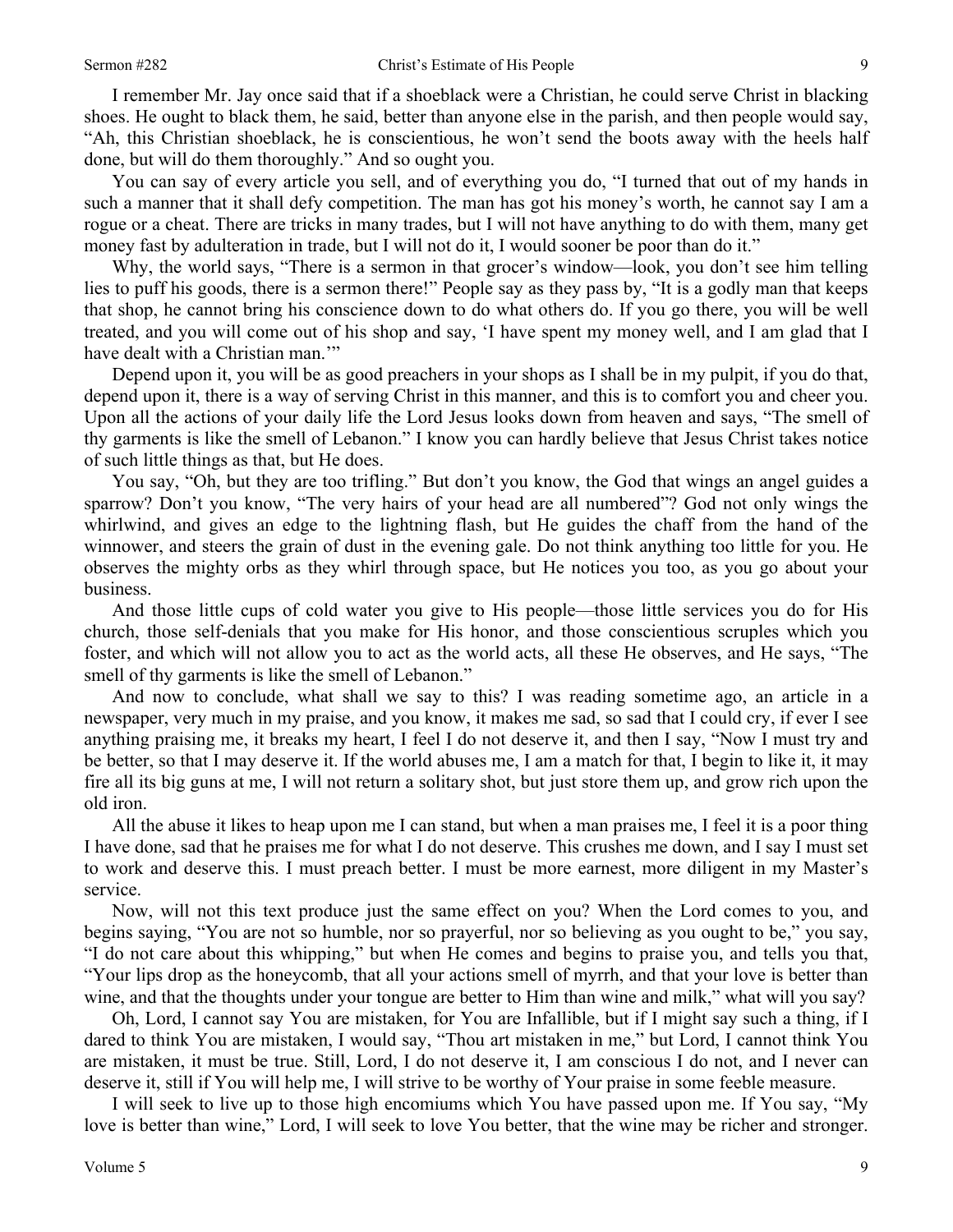I remember Mr. Jay once said that if a shoeblack were a Christian, he could serve Christ in blacking shoes. He ought to black them, he said, better than anyone else in the parish, and then people would say, "Ah, this Christian shoeblack, he is conscientious, he won't send the boots away with the heels half done, but will do them thoroughly." And so ought you.

You can say of every article you sell, and of everything you do, "I turned that out of my hands in such a manner that it shall defy competition. The man has got his money's worth, he cannot say I am a rogue or a cheat. There are tricks in many trades, but I will not have anything to do with them, many get money fast by adulteration in trade, but I will not do it, I would sooner be poor than do it."

Why, the world says, "There is a sermon in that grocer's window—look, you don't see him telling lies to puff his goods, there is a sermon there!" People say as they pass by, "It is a godly man that keeps that shop, he cannot bring his conscience down to do what others do. If you go there, you will be well treated, and you will come out of his shop and say, 'I have spent my money well, and I am glad that I have dealt with a Christian man.'"

Depend upon it, you will be as good preachers in your shops as I shall be in my pulpit, if you do that, depend upon it, there is a way of serving Christ in this manner, and this is to comfort you and cheer you. Upon all the actions of your daily life the Lord Jesus looks down from heaven and says, "The smell of thy garments is like the smell of Lebanon." I know you can hardly believe that Jesus Christ takes notice of such little things as that, but He does.

You say, "Oh, but they are too trifling." But don't you know, the God that wings an angel guides a sparrow? Don't you know, "The very hairs of your head are all numbered"? God not only wings the whirlwind, and gives an edge to the lightning flash, but He guides the chaff from the hand of the winnower, and steers the grain of dust in the evening gale. Do not think anything too little for you. He observes the mighty orbs as they whirl through space, but He notices you too, as you go about your business.

And those little cups of cold water you give to His people—those little services you do for His church, those self-denials that you make for His honor, and those conscientious scruples which you foster, and which will not allow you to act as the world acts, all these He observes, and He says, "The smell of thy garments is like the smell of Lebanon."

And now to conclude, what shall we say to this? I was reading sometime ago, an article in a newspaper, very much in my praise, and you know, it makes me sad, so sad that I could cry, if ever I see anything praising me, it breaks my heart, I feel I do not deserve it, and then I say, "Now I must try and be better, so that I may deserve it. If the world abuses me, I am a match for that, I begin to like it, it may fire all its big guns at me, I will not return a solitary shot, but just store them up, and grow rich upon the old iron.

All the abuse it likes to heap upon me I can stand, but when a man praises me, I feel it is a poor thing I have done, sad that he praises me for what I do not deserve. This crushes me down, and I say I must set to work and deserve this. I must preach better. I must be more earnest, more diligent in my Master's service.

Now, will not this text produce just the same effect on you? When the Lord comes to you, and begins saying, "You are not so humble, nor so prayerful, nor so believing as you ought to be," you say, "I do not care about this whipping," but when He comes and begins to praise you, and tells you that, "Your lips drop as the honeycomb, that all your actions smell of myrrh, and that your love is better than wine, and that the thoughts under your tongue are better to Him than wine and milk," what will you say?

Oh, Lord, I cannot say You are mistaken, for You are Infallible, but if I might say such a thing, if I dared to think You are mistaken, I would say, "Thou art mistaken in me," but Lord, I cannot think You are mistaken, it must be true. Still, Lord, I do not deserve it, I am conscious I do not, and I never can deserve it, still if You will help me, I will strive to be worthy of Your praise in some feeble measure.

I will seek to live up to those high encomiums which You have passed upon me. If You say, "My love is better than wine," Lord, I will seek to love You better, that the wine may be richer and stronger.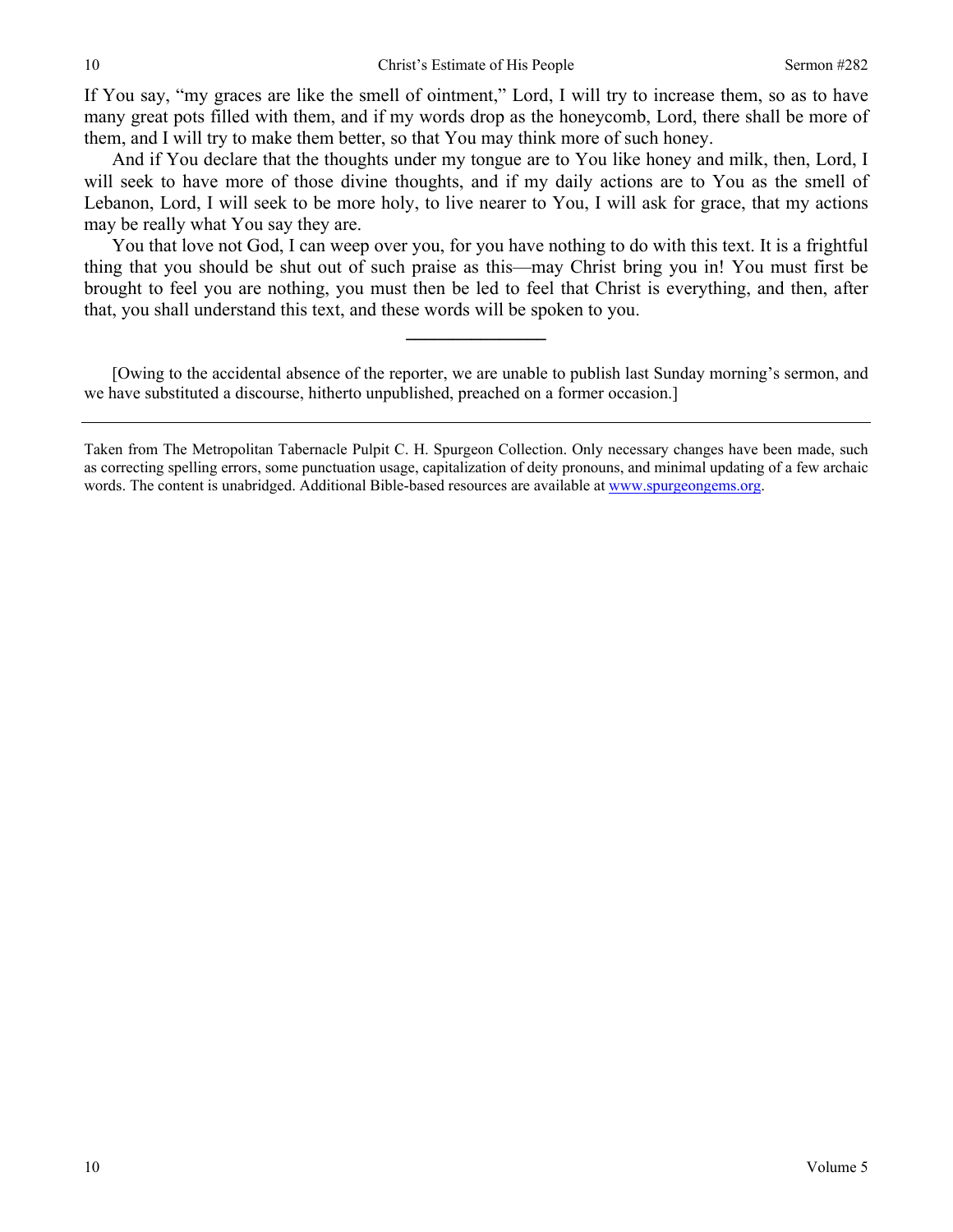If You say, "my graces are like the smell of ointment," Lord, I will try to increase them, so as to have many great pots filled with them, and if my words drop as the honeycomb, Lord, there shall be more of them, and I will try to make them better, so that You may think more of such honey.

And if You declare that the thoughts under my tongue are to You like honey and milk, then, Lord, I will seek to have more of those divine thoughts, and if my daily actions are to You as the smell of Lebanon, Lord, I will seek to be more holy, to live nearer to You, I will ask for grace, that my actions may be really what You say they are.

You that love not God, I can weep over you, for you have nothing to do with this text. It is a frightful thing that you should be shut out of such praise as this—may Christ bring you in! You must first be brought to feel you are nothing, you must then be led to feel that Christ is everything, and then, after that, you shall understand this text, and these words will be spoken to you.

---

[Owing to the accidental absence of the reporter, we are unable to publish last Sunday morning's sermon, and we have substituted a discourse, hitherto unpublished, preached on a former occasion.]

---

Taken from The Metropolitan Tabernacle Pulpit C. H. Spurgeon Collection. Only necessary changes have been made, such as correcting spelling errors, some punctuation usage, capitalization of deity pronouns, and minimal updating of a few archaic words. The content is unabridged. Additional Bible-based resources are available at www.spurgeongems.org.